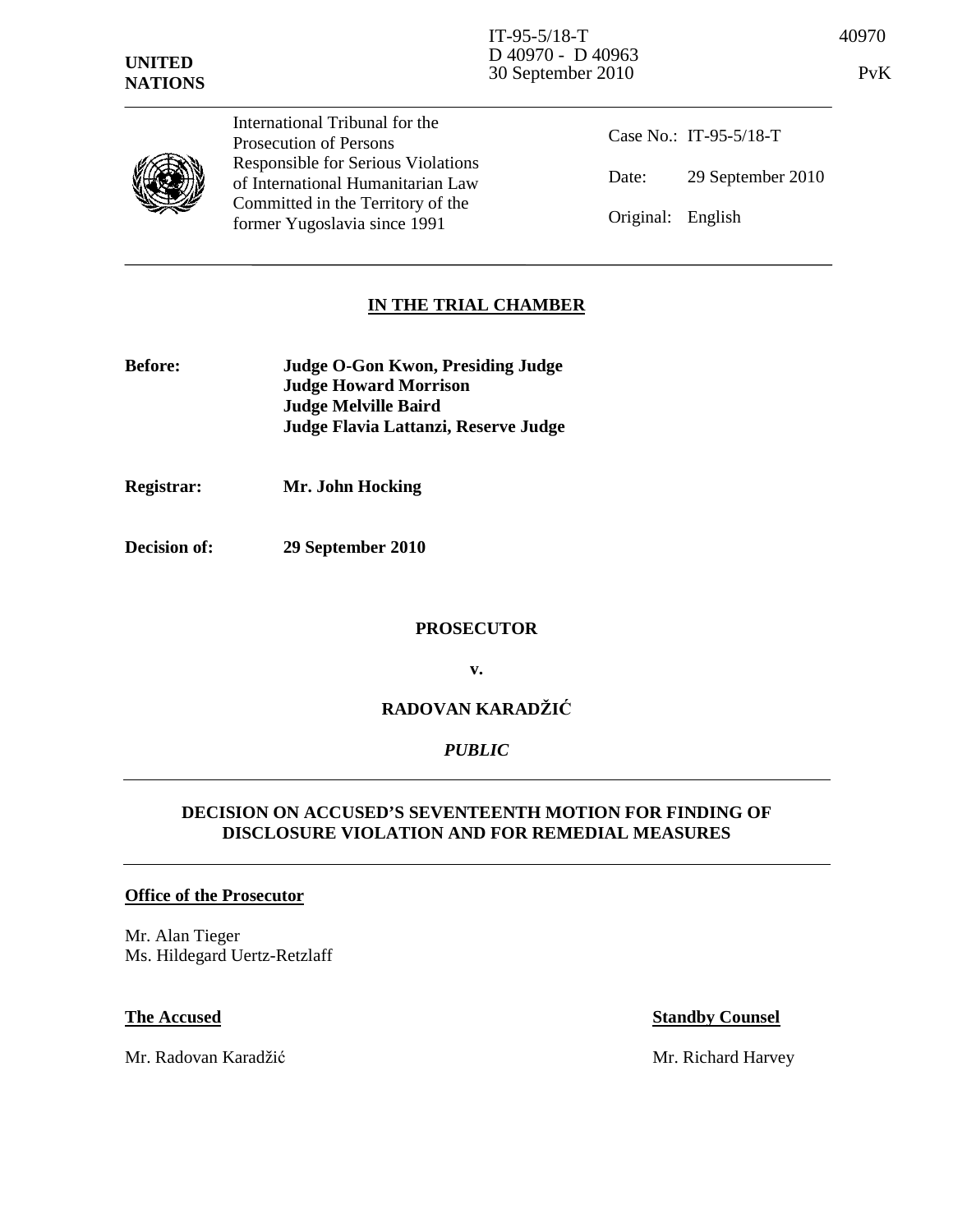UNITED NATIONS

IT-95-5/18-T
D 40970 - D 40963
30 September 2010

40970

PvK

International Tribunal for the Prosecution of Persons Responsible for Serious Violations of International Humanitarian Law Committed in the Territory of the former Yugoslavia since 1991

Case No.: IT-95-5/18-T

Date: 29 September 2010

Original: English

## IN THE TRIAL CHAMBER

**Before:**
**Judge O-Gon Kwon, Presiding Judge**
**Judge Howard Morrison**
**Judge Melville Baird**
**Judge Flavia Lattanzi, Reserve Judge**

**Registrar:** **Mr. John Hocking**

**Decision of:** **29 September 2010**

**PROSECUTOR**

**v.**

**RADOVAN KARADŽIĆ**

*PUBLIC*

## DECISION ON ACCUSED'S SEVENTEENTH MOTION FOR FINDING OF DISCLOSURE VIOLATION AND FOR REMEDIAL MEASURES

**Office of the Prosecutor**

Mr. Alan Tieger
Ms. Hildegard Uertz-Retzlaff

**The Accused**

Mr. Radovan Karadžić

**Standby Counsel**

Mr. Richard Harvey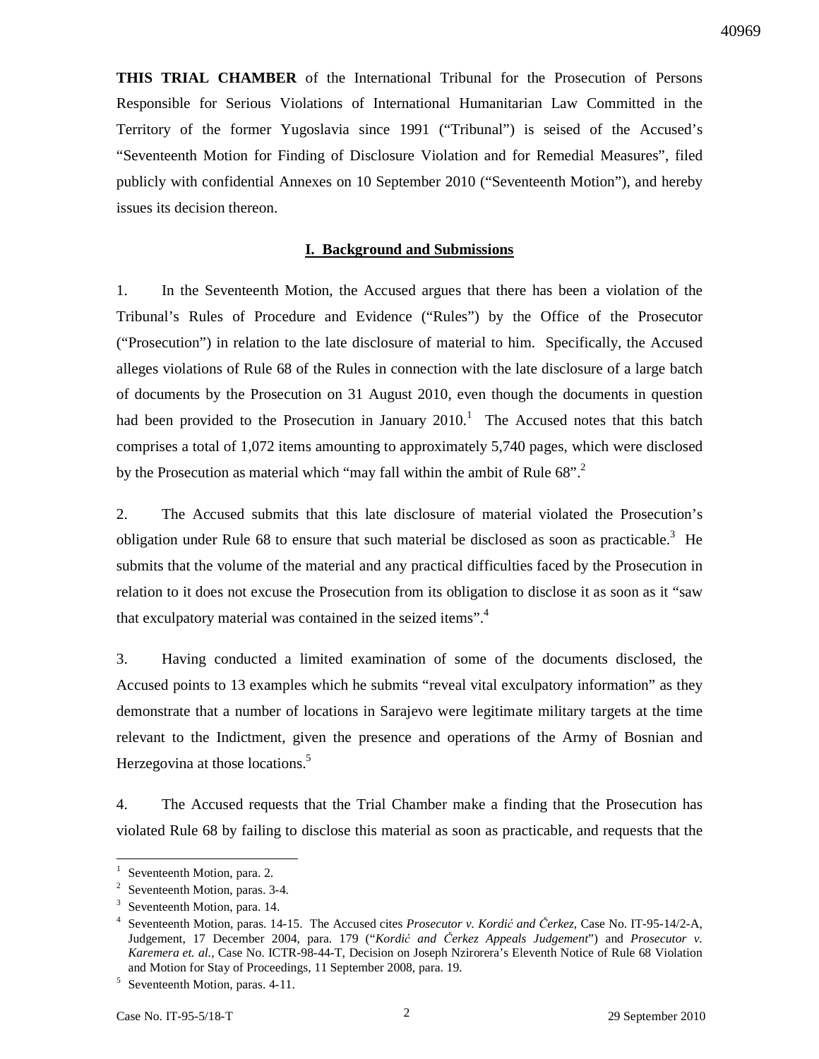**THIS TRIAL CHAMBER** of the International Tribunal for the Prosecution of Persons Responsible for Serious Violations of International Humanitarian Law Committed in the Territory of the former Yugoslavia since 1991 ("Tribunal") is seised of the Accused's "Seventeenth Motion for Finding of Disclosure Violation and for Remedial Measures", filed publicly with confidential Annexes on 10 September 2010 ("Seventeenth Motion"), and hereby issues its decision thereon.

## I. Background and Submissions

1. In the Seventeenth Motion, the Accused argues that there has been a violation of the Tribunal's Rules of Procedure and Evidence ("Rules") by the Office of the Prosecutor ("Prosecution") in relation to the late disclosure of material to him. Specifically, the Accused alleges violations of Rule 68 of the Rules in connection with the late disclosure of a large batch of documents by the Prosecution on 31 August 2010, even though the documents in question had been provided to the Prosecution in January 2010.[1] The Accused notes that this batch comprises a total of 1,072 items amounting to approximately 5,740 pages, which were disclosed by the Prosecution as material which "may fall within the ambit of Rule 68".[2]

2. The Accused submits that this late disclosure of material violated the Prosecution's obligation under Rule 68 to ensure that such material be disclosed as soon as practicable.[3] He submits that the volume of the material and any practical difficulties faced by the Prosecution in relation to it does not excuse the Prosecution from its obligation to disclose it as soon as it "saw that exculpatory material was contained in the seized items".[4]

3. Having conducted a limited examination of some of the documents disclosed, the Accused points to 13 examples which he submits "reveal vital exculpatory information" as they demonstrate that a number of locations in Sarajevo were legitimate military targets at the time relevant to the Indictment, given the presence and operations of the Army of Bosnian and Herzegovina at those locations.[5]

4. The Accused requests that the Trial Chamber make a finding that the Prosecution has violated Rule 68 by failing to disclose this material as soon as practicable, and requests that the

---

[1] Seventeenth Motion, para. 2.

[2] Seventeenth Motion, paras. 3-4.

[3] Seventeenth Motion, para. 14.

[4] Seventeenth Motion, paras. 14-15. The Accused cites *Prosecutor v. Kordić and Čerkez*, Case No. IT-95-14/2-A, Judgement, 17 December 2004, para. 179 ("*Kordić and Čerkez Appeals Judgement*") and *Prosecutor v. Karemera et. al.,* Case No. ICTR-98-44-T, Decision on Joseph Nzirorera's Eleventh Notice of Rule 68 Violation and Motion for Stay of Proceedings, 11 September 2008, para. 19.

[5] Seventeenth Motion, paras. 4-11.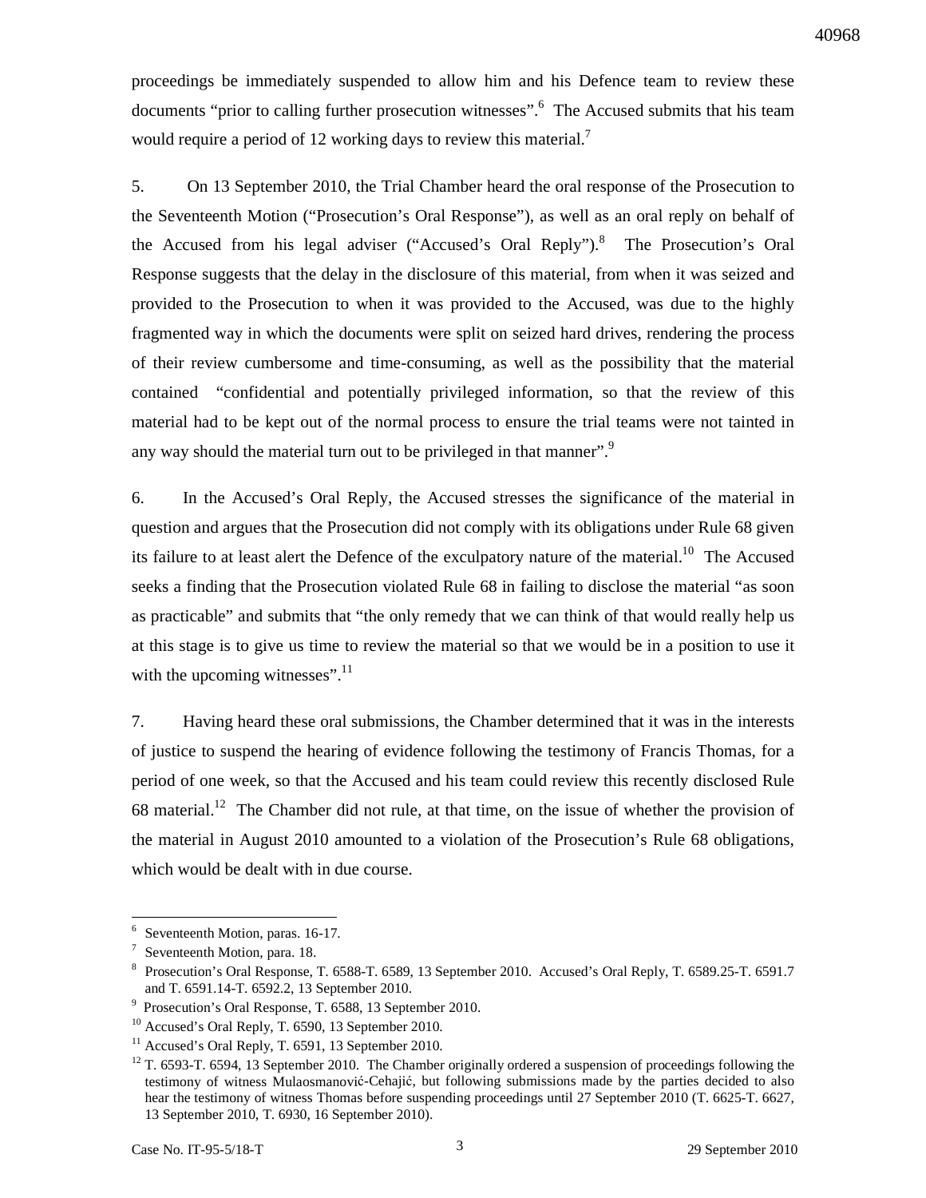proceedings be immediately suspended to allow him and his Defence team to review these documents "prior to calling further prosecution witnesses".[6] The Accused submits that his team would require a period of 12 working days to review this material.[7]

5. On 13 September 2010, the Trial Chamber heard the oral response of the Prosecution to the Seventeenth Motion ("Prosecution's Oral Response"), as well as an oral reply on behalf of the Accused from his legal adviser ("Accused's Oral Reply").[8] The Prosecution's Oral Response suggests that the delay in the disclosure of this material, from when it was seized and provided to the Prosecution to when it was provided to the Accused, was due to the highly fragmented way in which the documents were split on seized hard drives, rendering the process of their review cumbersome and time-consuming, as well as the possibility that the material contained "confidential and potentially privileged information, so that the review of this material had to be kept out of the normal process to ensure the trial teams were not tainted in any way should the material turn out to be privileged in that manner".[9]

6. In the Accused's Oral Reply, the Accused stresses the significance of the material in question and argues that the Prosecution did not comply with its obligations under Rule 68 given its failure to at least alert the Defence of the exculpatory nature of the material.[10] The Accused seeks a finding that the Prosecution violated Rule 68 in failing to disclose the material "as soon as practicable" and submits that "the only remedy that we can think of that would really help us at this stage is to give us time to review the material so that we would be in a position to use it with the upcoming witnesses".[11]

7. Having heard these oral submissions, the Chamber determined that it was in the interests of justice to suspend the hearing of evidence following the testimony of Francis Thomas, for a period of one week, so that the Accused and his team could review this recently disclosed Rule 68 material.[12] The Chamber did not rule, at that time, on the issue of whether the provision of the material in August 2010 amounted to a violation of the Prosecution's Rule 68 obligations, which would be dealt with in due course.

---

[6] Seventeenth Motion, paras. 16-17.

[7] Seventeenth Motion, para. 18.

[8] Prosecution's Oral Response, T. 6588-T. 6589, 13 September 2010. Accused's Oral Reply, T. 6589.25-T. 6591.7 and T. 6591.14-T. 6592.2, 13 September 2010.

[9] Prosecution's Oral Response, T. 6588, 13 September 2010.

[10] Accused's Oral Reply, T. 6590, 13 September 2010.

[11] Accused's Oral Reply, T. 6591, 13 September 2010.

[12] T. 6593-T. 6594, 13 September 2010. The Chamber originally ordered a suspension of proceedings following the testimony of witness Mulaosmanović-Cehajić, but following submissions made by the parties decided to also hear the testimony of witness Thomas before suspending proceedings until 27 September 2010 (T. 6625-T. 6627, 13 September 2010, T. 6930, 16 September 2010).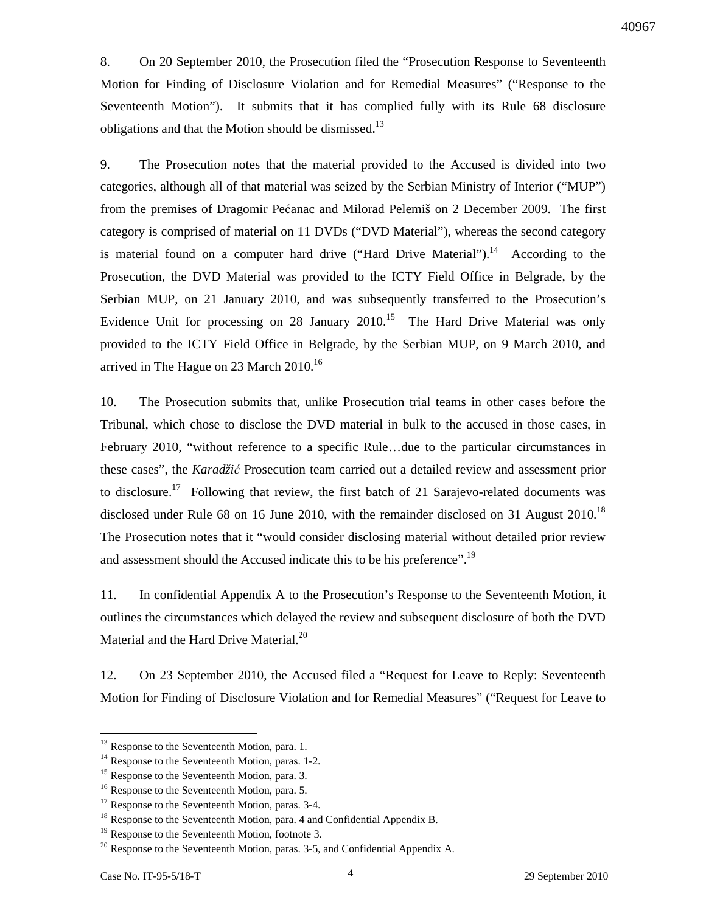8. On 20 September 2010, the Prosecution filed the "Prosecution Response to Seventeenth Motion for Finding of Disclosure Violation and for Remedial Measures" ("Response to the Seventeenth Motion"). It submits that it has complied fully with its Rule 68 disclosure obligations and that the Motion should be dismissed.[13]

9. The Prosecution notes that the material provided to the Accused is divided into two categories, although all of that material was seized by the Serbian Ministry of Interior ("MUP") from the premises of Dragomir Pećanac and Milorad Pelemiš on 2 December 2009. The first category is comprised of material on 11 DVDs ("DVD Material"), whereas the second category is material found on a computer hard drive ("Hard Drive Material").[14] According to the Prosecution, the DVD Material was provided to the ICTY Field Office in Belgrade, by the Serbian MUP, on 21 January 2010, and was subsequently transferred to the Prosecution's Evidence Unit for processing on 28 January 2010.[15] The Hard Drive Material was only provided to the ICTY Field Office in Belgrade, by the Serbian MUP, on 9 March 2010, and arrived in The Hague on 23 March 2010.[16]

10. The Prosecution submits that, unlike Prosecution trial teams in other cases before the Tribunal, which chose to disclose the DVD material in bulk to the accused in those cases, in February 2010, "without reference to a specific Rule…due to the particular circumstances in these cases", the *Karadžić* Prosecution team carried out a detailed review and assessment prior to disclosure.[17] Following that review, the first batch of 21 Sarajevo-related documents was disclosed under Rule 68 on 16 June 2010, with the remainder disclosed on 31 August 2010.[18] The Prosecution notes that it "would consider disclosing material without detailed prior review and assessment should the Accused indicate this to be his preference".[19]

11. In confidential Appendix A to the Prosecution's Response to the Seventeenth Motion, it outlines the circumstances which delayed the review and subsequent disclosure of both the DVD Material and the Hard Drive Material.[20]

12. On 23 September 2010, the Accused filed a "Request for Leave to Reply: Seventeenth Motion for Finding of Disclosure Violation and for Remedial Measures" ("Request for Leave to

---

[13] Response to the Seventeenth Motion, para. 1.
[14] Response to the Seventeenth Motion, paras. 1-2.
[15] Response to the Seventeenth Motion, para. 3.
[16] Response to the Seventeenth Motion, para. 5.
[17] Response to the Seventeenth Motion, paras. 3-4.
[18] Response to the Seventeenth Motion, para. 4 and Confidential Appendix B.
[19] Response to the Seventeenth Motion, footnote 3.
[20] Response to the Seventeenth Motion, paras. 3-5, and Confidential Appendix A.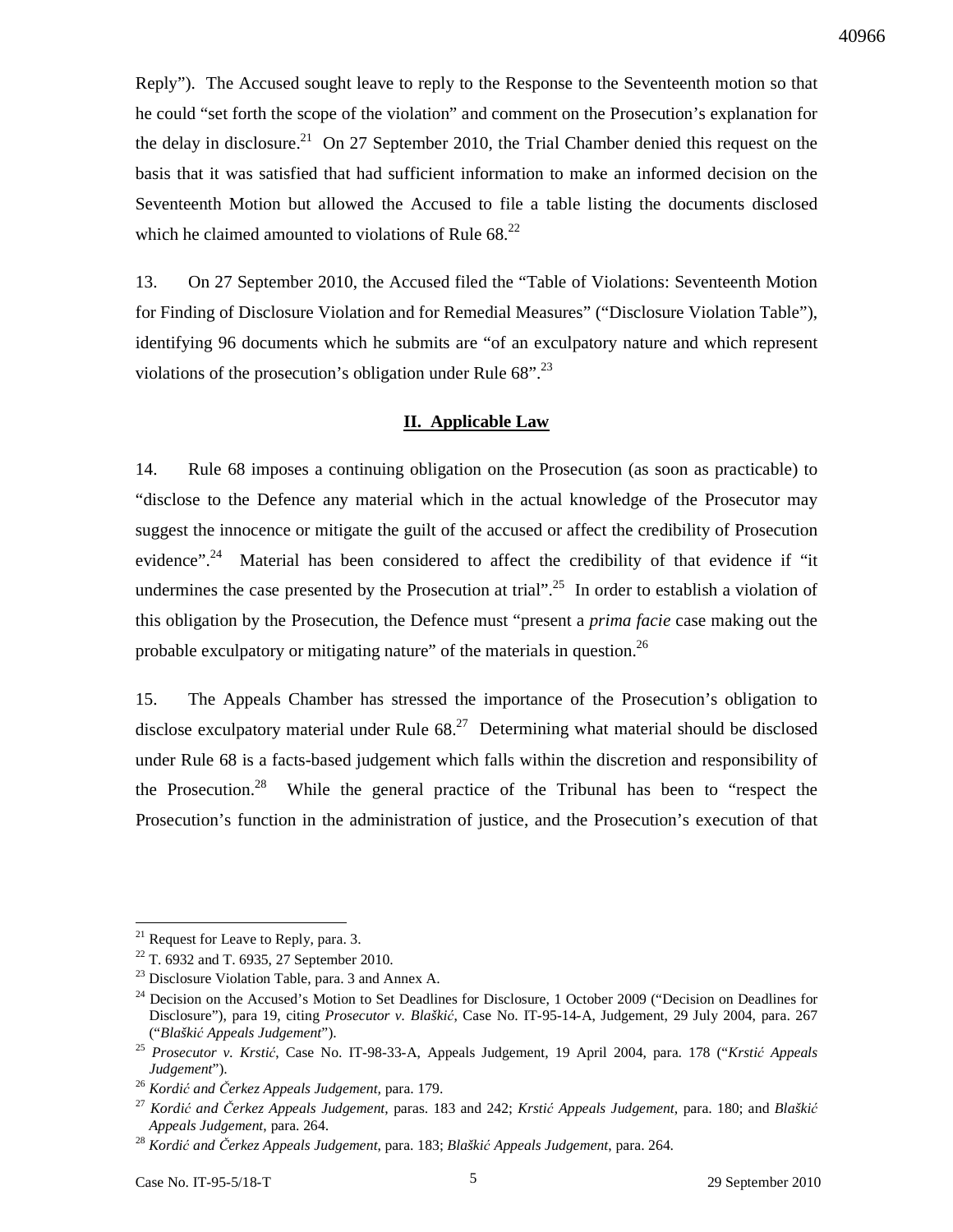Reply"). The Accused sought leave to reply to the Response to the Seventeenth motion so that he could "set forth the scope of the violation" and comment on the Prosecution's explanation for the delay in disclosure.[21] On 27 September 2010, the Trial Chamber denied this request on the basis that it was satisfied that had sufficient information to make an informed decision on the Seventeenth Motion but allowed the Accused to file a table listing the documents disclosed which he claimed amounted to violations of Rule 68.[22]

13. On 27 September 2010, the Accused filed the "Table of Violations: Seventeenth Motion for Finding of Disclosure Violation and for Remedial Measures" ("Disclosure Violation Table"), identifying 96 documents which he submits are "of an exculpatory nature and which represent violations of the prosecution's obligation under Rule 68".[23]

## **II. Applicable Law**

14. Rule 68 imposes a continuing obligation on the Prosecution (as soon as practicable) to "disclose to the Defence any material which in the actual knowledge of the Prosecutor may suggest the innocence or mitigate the guilt of the accused or affect the credibility of Prosecution evidence".[24] Material has been considered to affect the credibility of that evidence if "it undermines the case presented by the Prosecution at trial".[25] In order to establish a violation of this obligation by the Prosecution, the Defence must "present a *prima facie* case making out the probable exculpatory or mitigating nature" of the materials in question.[26]

15. The Appeals Chamber has stressed the importance of the Prosecution's obligation to disclose exculpatory material under Rule 68.[27] Determining what material should be disclosed under Rule 68 is a facts-based judgement which falls within the discretion and responsibility of the Prosecution.[28] While the general practice of the Tribunal has been to "respect the Prosecution's function in the administration of justice, and the Prosecution's execution of that

---

[21] Request for Leave to Reply, para. 3.

[22] T. 6932 and T. 6935, 27 September 2010.

[23] Disclosure Violation Table, para. 3 and Annex A.

[24] Decision on the Accused's Motion to Set Deadlines for Disclosure, 1 October 2009 ("Decision on Deadlines for Disclosure"), para 19, citing *Prosecutor v. Blaškić*, Case No. IT-95-14-A, Judgement, 29 July 2004, para. 267 ("*Blaškić Appeals Judgement*").

[25] *Prosecutor v. Krstić*, Case No. IT-98-33-A, Appeals Judgement, 19 April 2004, para. 178 ("*Krstić Appeals Judgement*").

[26] *Kordić and Čerkez Appeals Judgement*, para. 179.

[27] *Kordić and Čerkez Appeals Judgement*, paras. 183 and 242; *Krstić Appeals Judgement*, para. 180; and *Blaškić Appeals Judgement*, para. 264.

[28] *Kordić and Čerkez Appeals Judgement*, para. 183; *Blaškić Appeals Judgement*, para. 264.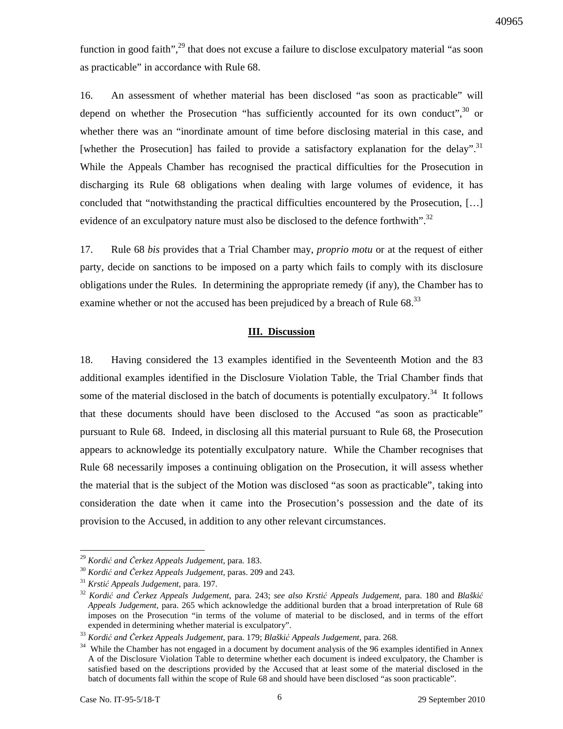function in good faith",[29] that does not excuse a failure to disclose exculpatory material "as soon as practicable" in accordance with Rule 68.

16. An assessment of whether material has been disclosed "as soon as practicable" will depend on whether the Prosecution "has sufficiently accounted for its own conduct",[30] or whether there was an "inordinate amount of time before disclosing material in this case, and [whether the Prosecution] has failed to provide a satisfactory explanation for the delay".[31] While the Appeals Chamber has recognised the practical difficulties for the Prosecution in discharging its Rule 68 obligations when dealing with large volumes of evidence, it has concluded that "notwithstanding the practical difficulties encountered by the Prosecution, […] evidence of an exculpatory nature must also be disclosed to the defence forthwith".[32]

17. Rule 68 *bis* provides that a Trial Chamber may, *proprio motu* or at the request of either party, decide on sanctions to be imposed on a party which fails to comply with its disclosure obligations under the Rules. In determining the appropriate remedy (if any), the Chamber has to examine whether or not the accused has been prejudiced by a breach of Rule 68.[33]

## III. Discussion

18. Having considered the 13 examples identified in the Seventeenth Motion and the 83 additional examples identified in the Disclosure Violation Table, the Trial Chamber finds that some of the material disclosed in the batch of documents is potentially exculpatory.[34] It follows that these documents should have been disclosed to the Accused "as soon as practicable" pursuant to Rule 68. Indeed, in disclosing all this material pursuant to Rule 68, the Prosecution appears to acknowledge its potentially exculpatory nature. While the Chamber recognises that Rule 68 necessarily imposes a continuing obligation on the Prosecution, it will assess whether the material that is the subject of the Motion was disclosed "as soon as practicable", taking into consideration the date when it came into the Prosecution's possession and the date of its provision to the Accused, in addition to any other relevant circumstances.

---

[29] *Kordić and Čerkez Appeals Judgement*, para. 183.

[30] *Kordić and Čerkez Appeals Judgement*, paras. 209 and 243.

[31] *Krstić Appeals Judgement*, para. 197.

[32] *Kordić and Čerkez Appeals Judgement*, para. 243; *see also Krstić Appeals Judgement*, para. 180 and *Blaškić Appeals Judgement*, para. 265 which acknowledge the additional burden that a broad interpretation of Rule 68 imposes on the Prosecution "in terms of the volume of material to be disclosed, and in terms of the effort expended in determining whether material is exculpatory".

[33] *Kordić and Čerkez Appeals Judgement*, para. 179; *Blaškić Appeals Judgement*, para. 268.

[34] While the Chamber has not engaged in a document by document analysis of the 96 examples identified in Annex A of the Disclosure Violation Table to determine whether each document is indeed exculpatory, the Chamber is satisfied based on the descriptions provided by the Accused that at least some of the material disclosed in the batch of documents fall within the scope of Rule 68 and should have been disclosed "as soon practicable".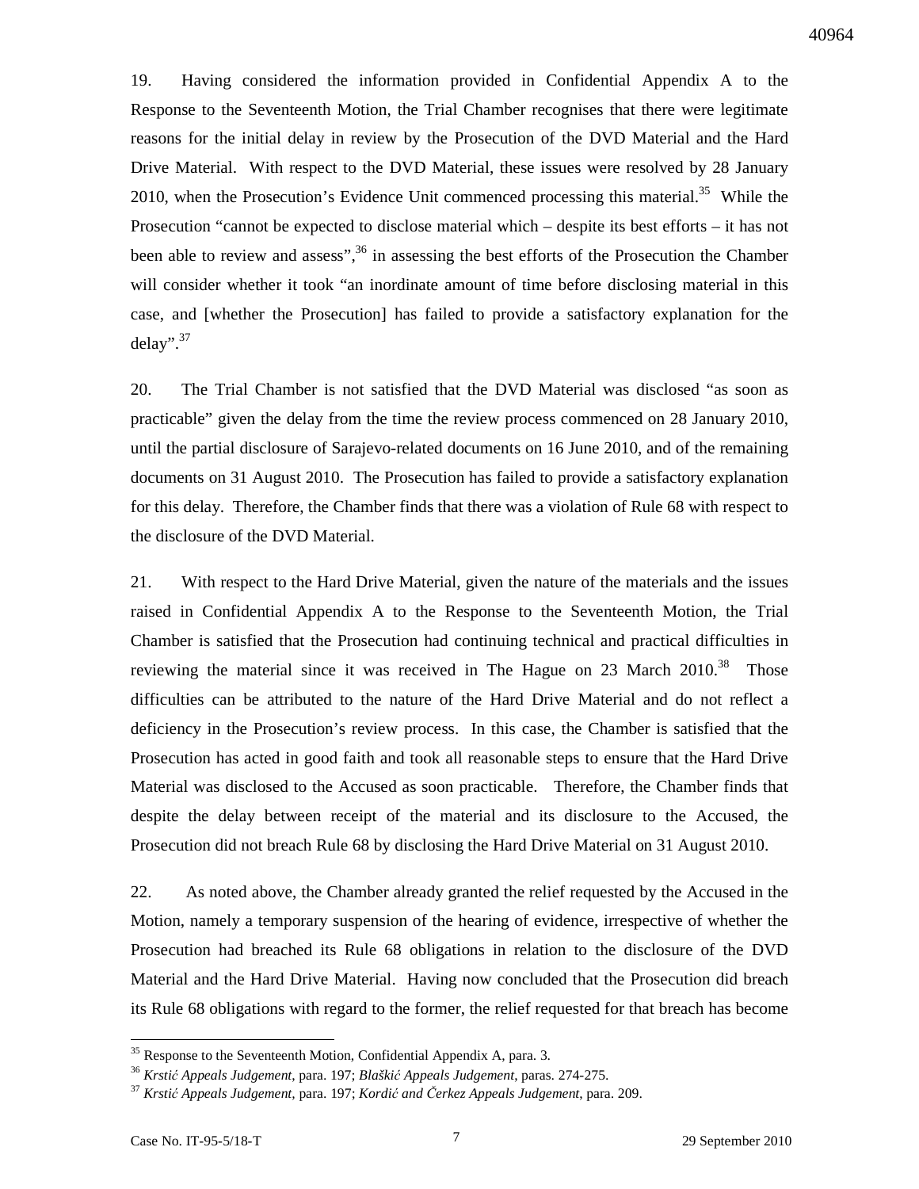19. Having considered the information provided in Confidential Appendix A to the Response to the Seventeenth Motion, the Trial Chamber recognises that there were legitimate reasons for the initial delay in review by the Prosecution of the DVD Material and the Hard Drive Material. With respect to the DVD Material, these issues were resolved by 28 January 2010, when the Prosecution's Evidence Unit commenced processing this material.[35] While the Prosecution "cannot be expected to disclose material which – despite its best efforts – it has not been able to review and assess",[36] in assessing the best efforts of the Prosecution the Chamber will consider whether it took "an inordinate amount of time before disclosing material in this case, and [whether the Prosecution] has failed to provide a satisfactory explanation for the delay".[37]

20. The Trial Chamber is not satisfied that the DVD Material was disclosed "as soon as practicable" given the delay from the time the review process commenced on 28 January 2010, until the partial disclosure of Sarajevo-related documents on 16 June 2010, and of the remaining documents on 31 August 2010. The Prosecution has failed to provide a satisfactory explanation for this delay. Therefore, the Chamber finds that there was a violation of Rule 68 with respect to the disclosure of the DVD Material.

21. With respect to the Hard Drive Material, given the nature of the materials and the issues raised in Confidential Appendix A to the Response to the Seventeenth Motion, the Trial Chamber is satisfied that the Prosecution had continuing technical and practical difficulties in reviewing the material since it was received in The Hague on 23 March 2010.[38] Those difficulties can be attributed to the nature of the Hard Drive Material and do not reflect a deficiency in the Prosecution's review process. In this case, the Chamber is satisfied that the Prosecution has acted in good faith and took all reasonable steps to ensure that the Hard Drive Material was disclosed to the Accused as soon practicable. Therefore, the Chamber finds that despite the delay between receipt of the material and its disclosure to the Accused, the Prosecution did not breach Rule 68 by disclosing the Hard Drive Material on 31 August 2010.

22. As noted above, the Chamber already granted the relief requested by the Accused in the Motion, namely a temporary suspension of the hearing of evidence, irrespective of whether the Prosecution had breached its Rule 68 obligations in relation to the disclosure of the DVD Material and the Hard Drive Material. Having now concluded that the Prosecution did breach its Rule 68 obligations with regard to the former, the relief requested for that breach has become

---

[35] Response to the Seventeenth Motion, Confidential Appendix A, para. 3.

[36] *Krstić Appeals Judgement*, para. 197; *Blaškić Appeals Judgement*, paras. 274-275.

[37] *Krstić Appeals Judgement*, para. 197; *Kordić and Čerkez Appeals Judgement*, para. 209.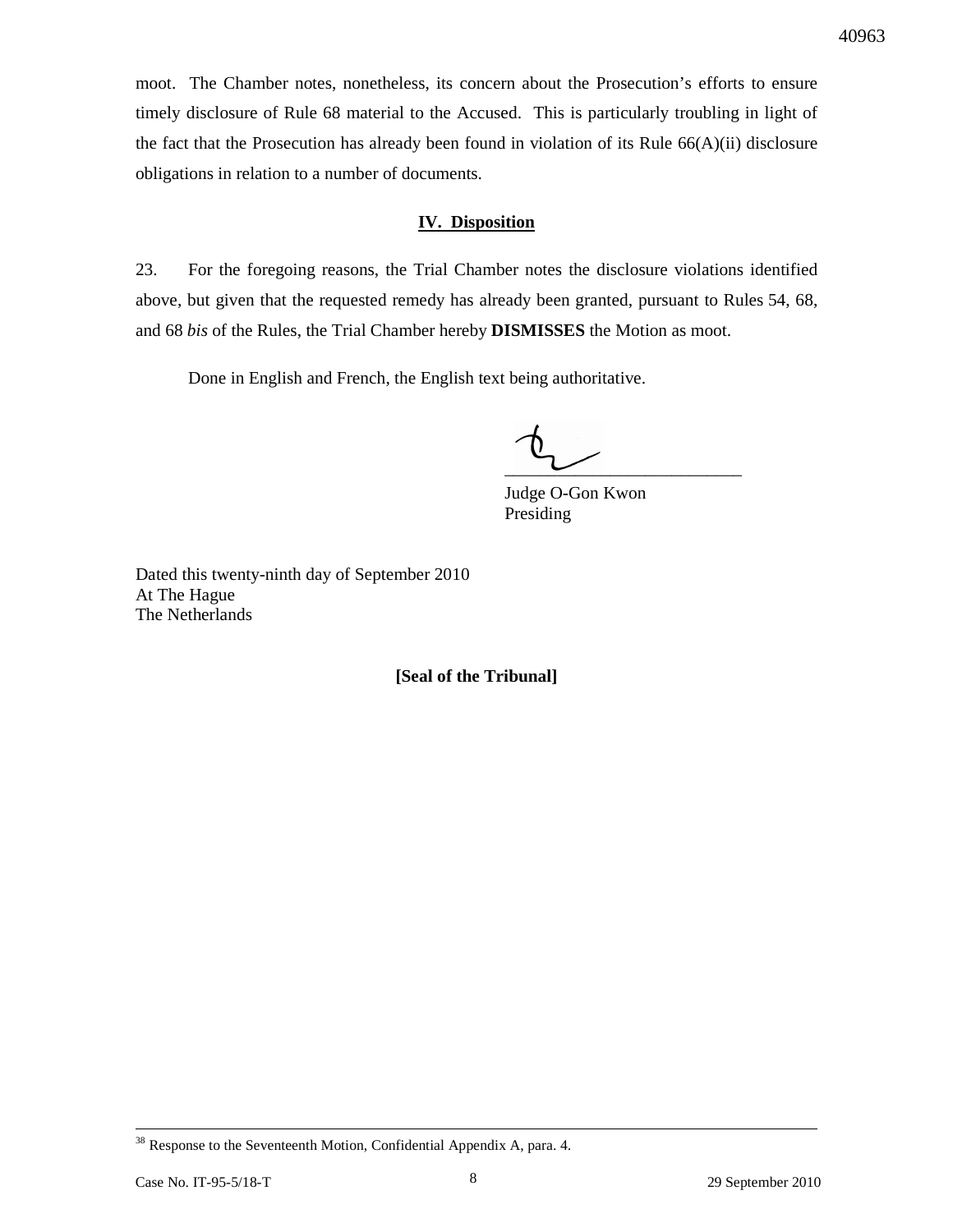moot. The Chamber notes, nonetheless, its concern about the Prosecution's efforts to ensure timely disclosure of Rule 68 material to the Accused. This is particularly troubling in light of the fact that the Prosecution has already been found in violation of its Rule 66(A)(ii) disclosure obligations in relation to a number of documents.

## IV. Disposition

23. For the foregoing reasons, the Trial Chamber notes the disclosure violations identified above, but given that the requested remedy has already been granted, pursuant to Rules 54, 68, and 68 *bis* of the Rules, the Trial Chamber hereby **DISMISSES** the Motion as moot.

Done in English and French, the English text being authoritative.

\_\_\_\_\_\_\_\_\_\_\_\_\_\_\_\_\_\_\_\_\_\_\_\_\_\_

Judge O-Gon Kwon
Presiding

Dated this twenty-ninth day of September 2010
At The Hague
The Netherlands

**[Seal of the Tribunal]**

---

[38] Response to the Seventeenth Motion, Confidential Appendix A, para. 4.